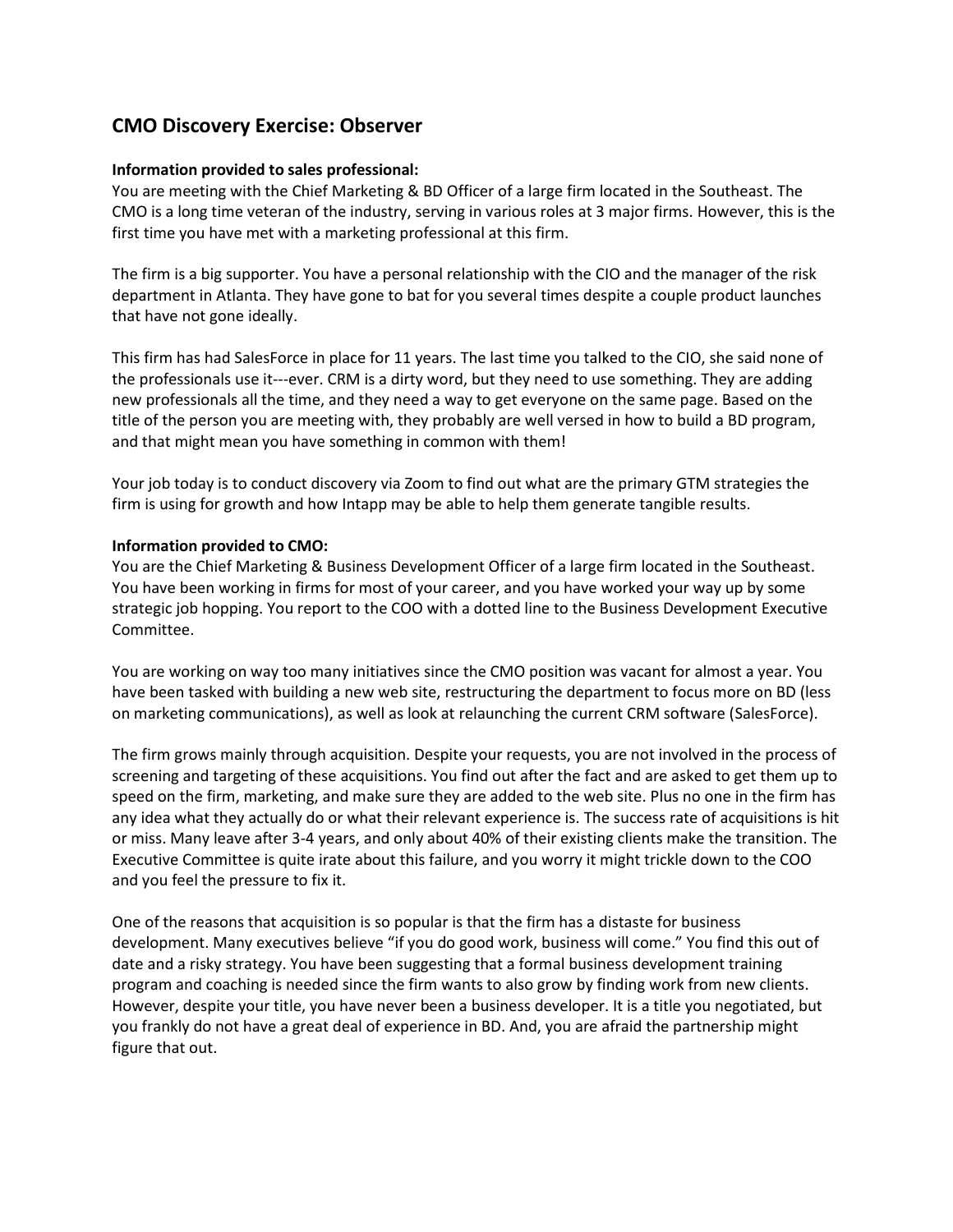## CMO Discovery Exercise: Observer

**Information provided to sales professional:**
You are meeting with the Chief Marketing & BD Officer of a large firm located in the Southeast. The CMO is a long time veteran of the industry, serving in various roles at 3 major firms. However, this is the first time you have met with a marketing professional at this firm.

The firm is a big supporter. You have a personal relationship with the CIO and the manager of the risk department in Atlanta. They have gone to bat for you several times despite a couple product launches that have not gone ideally.

This firm has had SalesForce in place for 11 years. The last time you talked to the CIO, she said none of the professionals use it---ever. CRM is a dirty word, but they need to use something. They are adding new professionals all the time, and they need a way to get everyone on the same page. Based on the title of the person you are meeting with, they probably are well versed in how to build a BD program, and that might mean you have something in common with them!

Your job today is to conduct discovery via Zoom to find out what are the primary GTM strategies the firm is using for growth and how Intapp may be able to help them generate tangible results.

**Information provided to CMO:**
You are the Chief Marketing & Business Development Officer of a large firm located in the Southeast. You have been working in firms for most of your career, and you have worked your way up by some strategic job hopping. You report to the COO with a dotted line to the Business Development Executive Committee.

You are working on way too many initiatives since the CMO position was vacant for almost a year. You have been tasked with building a new web site, restructuring the department to focus more on BD (less on marketing communications), as well as look at relaunching the current CRM software (SalesForce).

The firm grows mainly through acquisition. Despite your requests, you are not involved in the process of screening and targeting of these acquisitions. You find out after the fact and are asked to get them up to speed on the firm, marketing, and make sure they are added to the web site. Plus no one in the firm has any idea what they actually do or what their relevant experience is. The success rate of acquisitions is hit or miss. Many leave after 3-4 years, and only about 40% of their existing clients make the transition. The Executive Committee is quite irate about this failure, and you worry it might trickle down to the COO and you feel the pressure to fix it.

One of the reasons that acquisition is so popular is that the firm has a distaste for business development. Many executives believe "if you do good work, business will come." You find this out of date and a risky strategy. You have been suggesting that a formal business development training program and coaching is needed since the firm wants to also grow by finding work from new clients. However, despite your title, you have never been a business developer. It is a title you negotiated, but you frankly do not have a great deal of experience in BD. And, you are afraid the partnership might figure that out.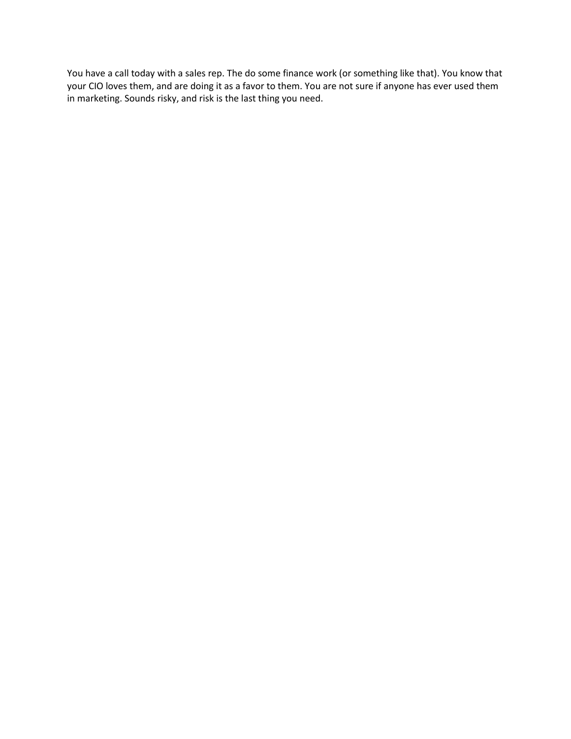You have a call today with a sales rep. The do some finance work (or something like that). You know that your CIO loves them, and are doing it as a favor to them. You are not sure if anyone has ever used them in marketing. Sounds risky, and risk is the last thing you need.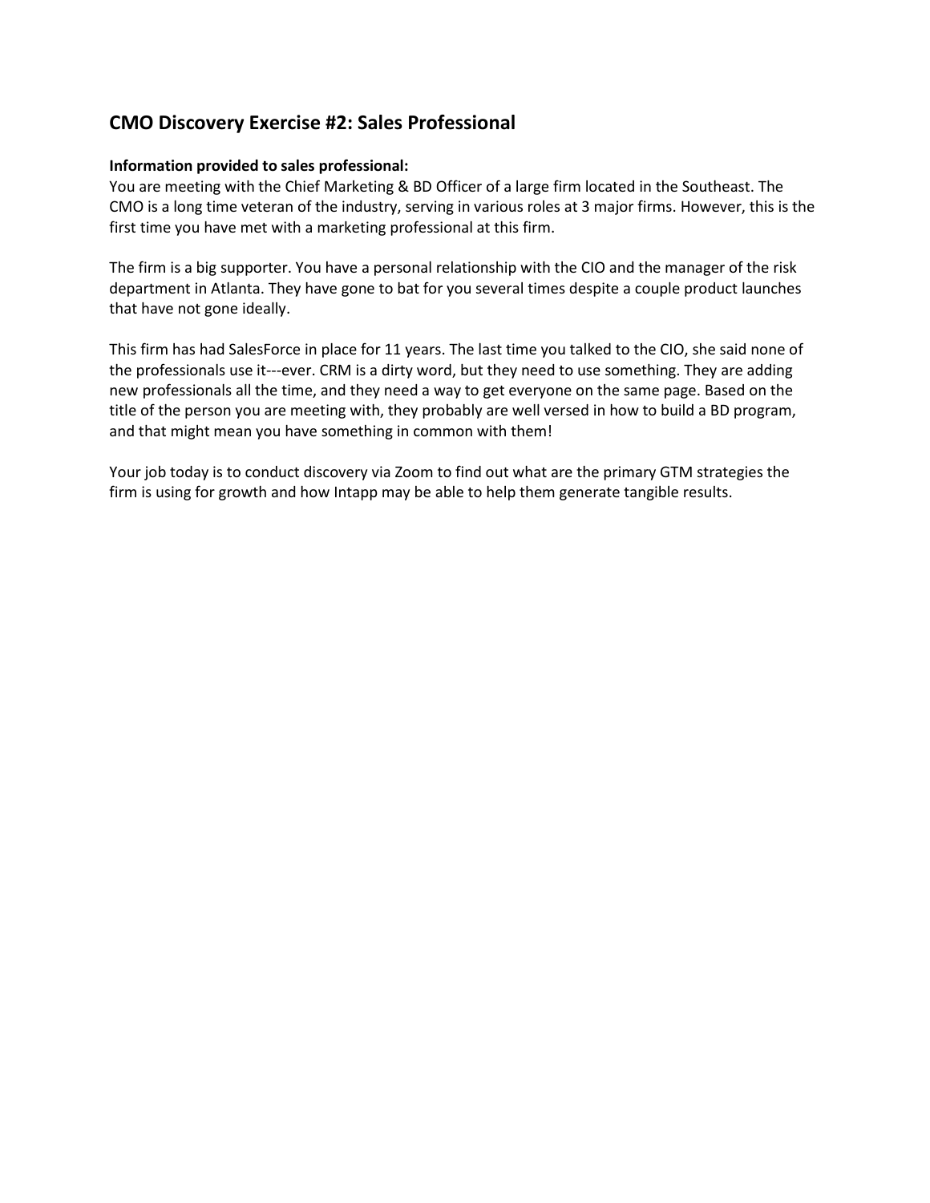## CMO Discovery Exercise #2: Sales Professional

**Information provided to sales professional:**
You are meeting with the Chief Marketing & BD Officer of a large firm located in the Southeast. The CMO is a long time veteran of the industry, serving in various roles at 3 major firms. However, this is the first time you have met with a marketing professional at this firm.

The firm is a big supporter. You have a personal relationship with the CIO and the manager of the risk department in Atlanta. They have gone to bat for you several times despite a couple product launches that have not gone ideally.

This firm has had SalesForce in place for 11 years. The last time you talked to the CIO, she said none of the professionals use it---ever. CRM is a dirty word, but they need to use something. They are adding new professionals all the time, and they need a way to get everyone on the same page. Based on the title of the person you are meeting with, they probably are well versed in how to build a BD program, and that might mean you have something in common with them!

Your job today is to conduct discovery via Zoom to find out what are the primary GTM strategies the firm is using for growth and how Intapp may be able to help them generate tangible results.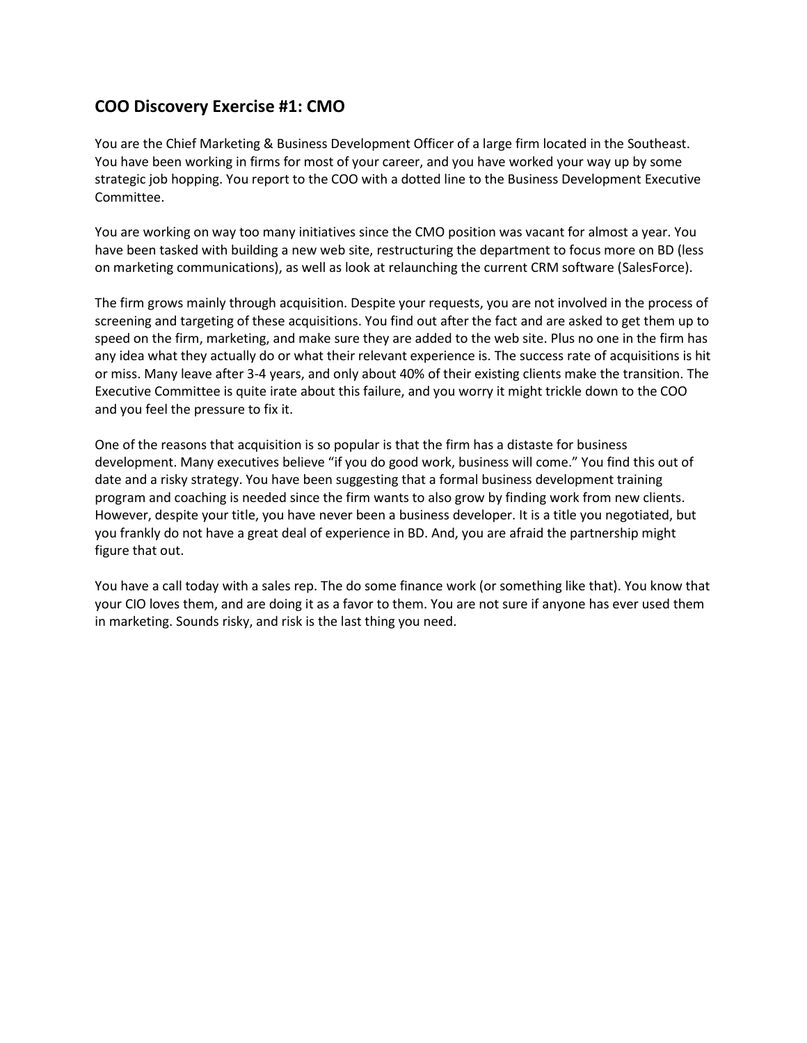## COO Discovery Exercise #1: CMO

You are the Chief Marketing & Business Development Officer of a large firm located in the Southeast. You have been working in firms for most of your career, and you have worked your way up by some strategic job hopping. You report to the COO with a dotted line to the Business Development Executive Committee.

You are working on way too many initiatives since the CMO position was vacant for almost a year. You have been tasked with building a new web site, restructuring the department to focus more on BD (less on marketing communications), as well as look at relaunching the current CRM software (SalesForce).

The firm grows mainly through acquisition. Despite your requests, you are not involved in the process of screening and targeting of these acquisitions. You find out after the fact and are asked to get them up to speed on the firm, marketing, and make sure they are added to the web site. Plus no one in the firm has any idea what they actually do or what their relevant experience is. The success rate of acquisitions is hit or miss. Many leave after 3-4 years, and only about 40% of their existing clients make the transition. The Executive Committee is quite irate about this failure, and you worry it might trickle down to the COO and you feel the pressure to fix it.

One of the reasons that acquisition is so popular is that the firm has a distaste for business development. Many executives believe "if you do good work, business will come." You find this out of date and a risky strategy. You have been suggesting that a formal business development training program and coaching is needed since the firm wants to also grow by finding work from new clients. However, despite your title, you have never been a business developer. It is a title you negotiated, but you frankly do not have a great deal of experience in BD. And, you are afraid the partnership might figure that out.

You have a call today with a sales rep. The do some finance work (or something like that). You know that your CIO loves them, and are doing it as a favor to them. You are not sure if anyone has ever used them in marketing. Sounds risky, and risk is the last thing you need.